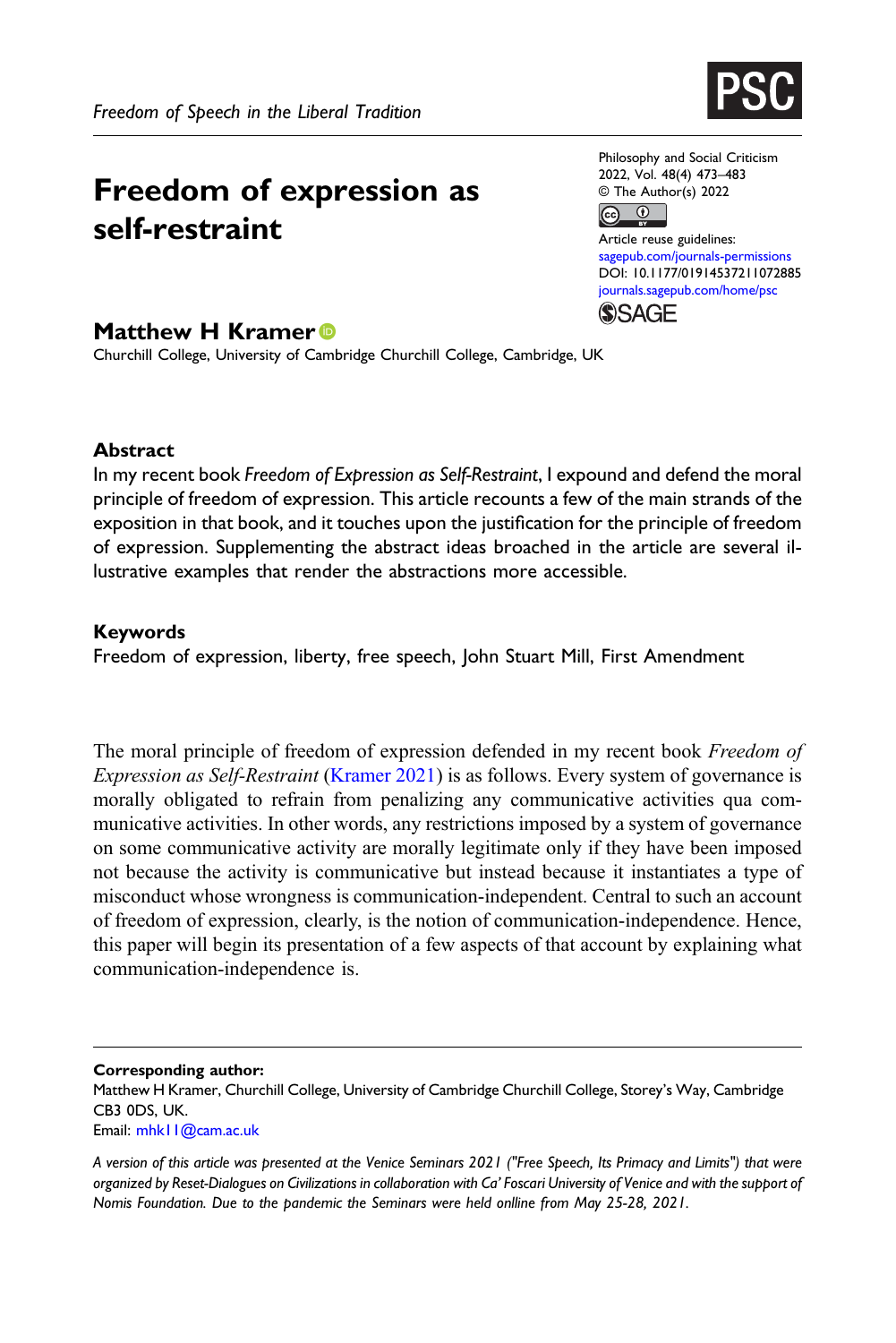# Freedom of expression as self-restraint

**Matthew H Kramer**

Churchill College, University of Cambridge Churchill College, Cambridge, UK

### Abstract

In my recent book *Freedom of Expression as Self-Restraint*, I expound and defend the moral principle of freedom of expression. This article recounts a few of the main strands of the exposition in that book, and it touches upon the justification for the principle of freedom of expression. Supplementing the abstract ideas broached in the article are several illustrative examples that render the abstractions more accessible.

### Keywords

Freedom of expression, liberty, free speech, John Stuart Mill, First Amendment

The moral principle of freedom of expression defended in my recent book *Freedom of Expression as Self-Restraint* (Kramer 2021) is as follows. Every system of governance is morally obligated to refrain from penalizing any communicative activities qua communicative activities. In other words, any restrictions imposed by a system of governance on some communicative activity are morally legitimate only if they have been imposed not because the activity is communicative but instead because it instantiates a type of misconduct whose wrongness is communication-independent. Central to such an account of freedom of expression, clearly, is the notion of communication-independence. Hence, this paper will begin its presentation of a few aspects of that account by explaining what communication-independence is.

---

**Corresponding author:**
Matthew H Kramer, Churchill College, University of Cambridge Churchill College, Storey's Way, Cambridge CB3 0DS, UK.
Email: mhk11@cam.ac.uk

*A version of this article was presented at the Venice Seminars 2021 ("Free Speech, Its Primacy and Limits") that were organized by Reset-Dialogues on Civilizations in collaboration with Ca' Foscari University of Venice and with the support of Nomis Foundation. Due to the pandemic the Seminars were held onlline from May 25-28, 2021.*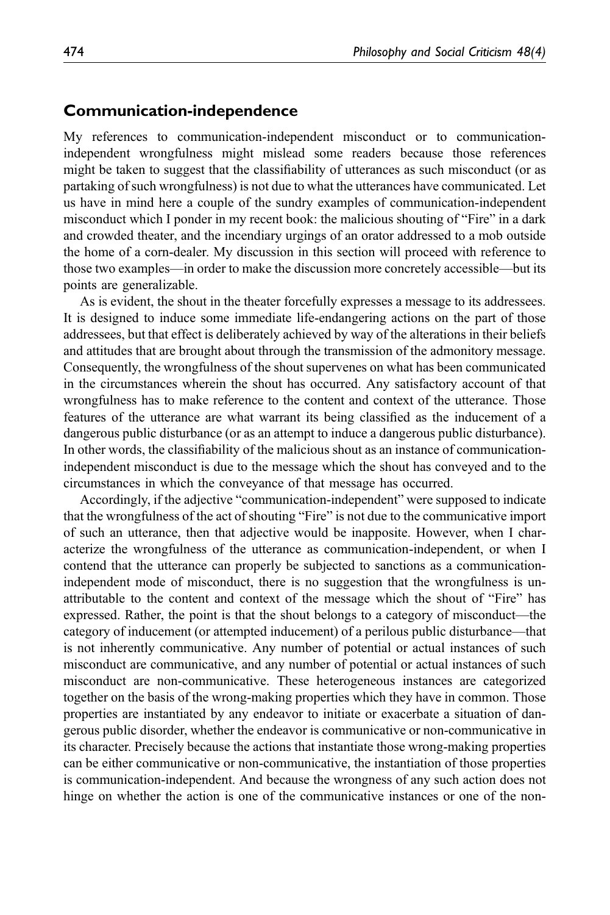## Communication-independence

My references to communication-independent misconduct or to communication-independent wrongfulness might mislead some readers because those references might be taken to suggest that the classifiability of utterances as such misconduct (or as partaking of such wrongfulness) is not due to what the utterances have communicated. Let us have in mind here a couple of the sundry examples of communication-independent misconduct which I ponder in my recent book: the malicious shouting of "Fire" in a dark and crowded theater, and the incendiary urgings of an orator addressed to a mob outside the home of a corn-dealer. My discussion in this section will proceed with reference to those two examples—in order to make the discussion more concretely accessible—but its points are generalizable.

As is evident, the shout in the theater forcefully expresses a message to its addressees. It is designed to induce some immediate life-endangering actions on the part of those addressees, but that effect is deliberately achieved by way of the alterations in their beliefs and attitudes that are brought about through the transmission of the admonitory message. Consequently, the wrongfulness of the shout supervenes on what has been communicated in the circumstances wherein the shout has occurred. Any satisfactory account of that wrongfulness has to make reference to the content and context of the utterance. Those features of the utterance are what warrant its being classified as the inducement of a dangerous public disturbance (or as an attempt to induce a dangerous public disturbance). In other words, the classifiability of the malicious shout as an instance of communication-independent misconduct is due to the message which the shout has conveyed and to the circumstances in which the conveyance of that message has occurred.

Accordingly, if the adjective "communication-independent" were supposed to indicate that the wrongfulness of the act of shouting "Fire" is not due to the communicative import of such an utterance, then that adjective would be inapposite. However, when I characterize the wrongfulness of the utterance as communication-independent, or when I contend that the utterance can properly be subjected to sanctions as a communication-independent mode of misconduct, there is no suggestion that the wrongfulness is unattributable to the content and context of the message which the shout of "Fire" has expressed. Rather, the point is that the shout belongs to a category of misconduct—the category of inducement (or attempted inducement) of a perilous public disturbance—that is not inherently communicative. Any number of potential or actual instances of such misconduct are communicative, and any number of potential or actual instances of such misconduct are non-communicative. These heterogeneous instances are categorized together on the basis of the wrong-making properties which they have in common. Those properties are instantiated by any endeavor to initiate or exacerbate a situation of dangerous public disorder, whether the endeavor is communicative or non-communicative in its character. Precisely because the actions that instantiate those wrong-making properties can be either communicative or non-communicative, the instantiation of those properties is communication-independent. And because the wrongness of any such action does not hinge on whether the action is one of the communicative instances or one of the non-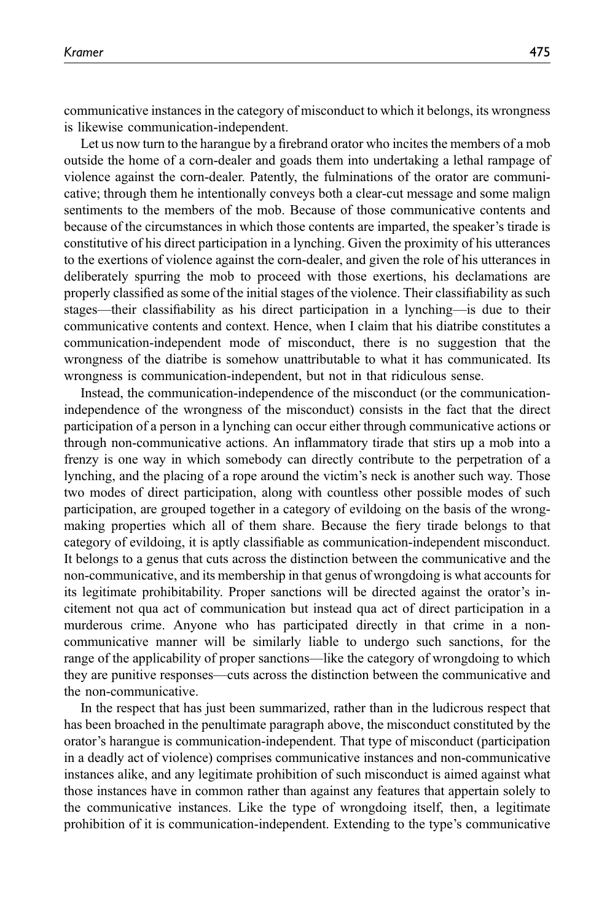communicative instances in the category of misconduct to which it belongs, its wrongness is likewise communication-independent.

Let us now turn to the harangue by a firebrand orator who incites the members of a mob outside the home of a corn-dealer and goads them into undertaking a lethal rampage of violence against the corn-dealer. Patently, the fulminations of the orator are communicative; through them he intentionally conveys both a clear-cut message and some malign sentiments to the members of the mob. Because of those communicative contents and because of the circumstances in which those contents are imparted, the speaker's tirade is constitutive of his direct participation in a lynching. Given the proximity of his utterances to the exertions of violence against the corn-dealer, and given the role of his utterances in deliberately spurring the mob to proceed with those exertions, his declamations are properly classified as some of the initial stages of the violence. Their classifiability as such stages—their classifiability as his direct participation in a lynching—is due to their communicative contents and context. Hence, when I claim that his diatribe constitutes a communication-independent mode of misconduct, there is no suggestion that the wrongness of the diatribe is somehow unattributable to what it has communicated. Its wrongness is communication-independent, but not in that ridiculous sense.

Instead, the communication-independence of the misconduct (or the communication-independence of the wrongness of the misconduct) consists in the fact that the direct participation of a person in a lynching can occur either through communicative actions or through non-communicative actions. An inflammatory tirade that stirs up a mob into a frenzy is one way in which somebody can directly contribute to the perpetration of a lynching, and the placing of a rope around the victim's neck is another such way. Those two modes of direct participation, along with countless other possible modes of such participation, are grouped together in a category of evildoing on the basis of the wrong-making properties which all of them share. Because the fiery tirade belongs to that category of evildoing, it is aptly classifiable as communication-independent misconduct. It belongs to a genus that cuts across the distinction between the communicative and the non-communicative, and its membership in that genus of wrongdoing is what accounts for its legitimate prohibitability. Proper sanctions will be directed against the orator's incitement not qua act of communication but instead qua act of direct participation in a murderous crime. Anyone who has participated directly in that crime in a non-communicative manner will be similarly liable to undergo such sanctions, for the range of the applicability of proper sanctions—like the category of wrongdoing to which they are punitive responses—cuts across the distinction between the communicative and the non-communicative.

In the respect that has just been summarized, rather than in the ludicrous respect that has been broached in the penultimate paragraph above, the misconduct constituted by the orator's harangue is communication-independent. That type of misconduct (participation in a deadly act of violence) comprises communicative instances and non-communicative instances alike, and any legitimate prohibition of such misconduct is aimed against what those instances have in common rather than against any features that appertain solely to the communicative instances. Like the type of wrongdoing itself, then, a legitimate prohibition of it is communication-independent. Extending to the type's communicative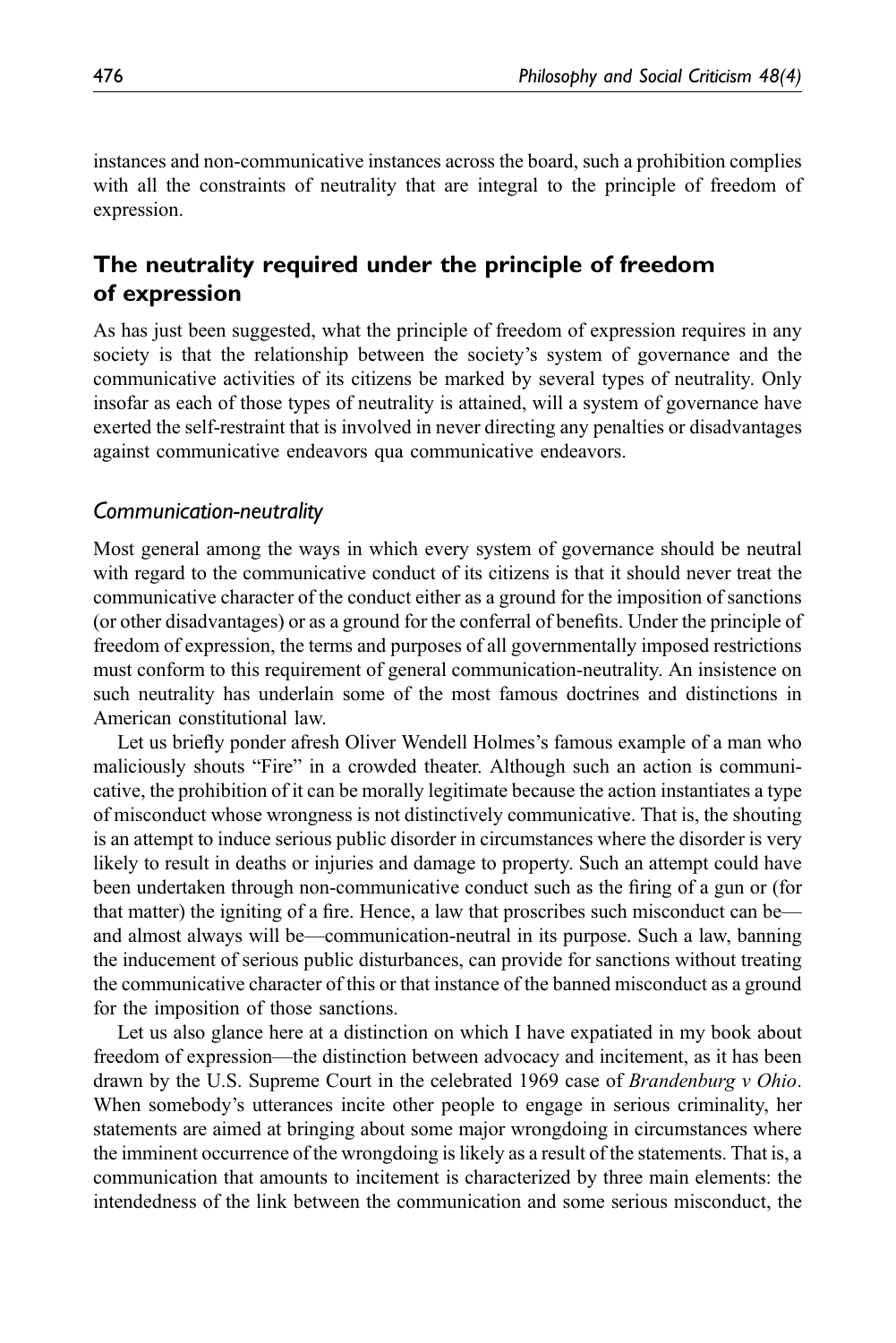instances and non-communicative instances across the board, such a prohibition complies with all the constraints of neutrality that are integral to the principle of freedom of expression.

## The neutrality required under the principle of freedom of expression

As has just been suggested, what the principle of freedom of expression requires in any society is that the relationship between the society's system of governance and the communicative activities of its citizens be marked by several types of neutrality. Only insofar as each of those types of neutrality is attained, will a system of governance have exerted the self-restraint that is involved in never directing any penalties or disadvantages against communicative endeavors qua communicative endeavors.

### *Communication-neutrality*

Most general among the ways in which every system of governance should be neutral with regard to the communicative conduct of its citizens is that it should never treat the communicative character of the conduct either as a ground for the imposition of sanctions (or other disadvantages) or as a ground for the conferral of benefits. Under the principle of freedom of expression, the terms and purposes of all governmentally imposed restrictions must conform to this requirement of general communication-neutrality. An insistence on such neutrality has underlain some of the most famous doctrines and distinctions in American constitutional law.

Let us briefly ponder afresh Oliver Wendell Holmes's famous example of a man who maliciously shouts "Fire" in a crowded theater. Although such an action is communicative, the prohibition of it can be morally legitimate because the action instantiates a type of misconduct whose wrongness is not distinctively communicative. That is, the shouting is an attempt to induce serious public disorder in circumstances where the disorder is very likely to result in deaths or injuries and damage to property. Such an attempt could have been undertaken through non-communicative conduct such as the firing of a gun or (for that matter) the igniting of a fire. Hence, a law that proscribes such misconduct can be—and almost always will be—communication-neutral in its purpose. Such a law, banning the inducement of serious public disturbances, can provide for sanctions without treating the communicative character of this or that instance of the banned misconduct as a ground for the imposition of those sanctions.

Let us also glance here at a distinction on which I have expatiated in my book about freedom of expression—the distinction between advocacy and incitement, as it has been drawn by the U.S. Supreme Court in the celebrated 1969 case of *Brandenburg v Ohio*. When somebody's utterances incite other people to engage in serious criminality, her statements are aimed at bringing about some major wrongdoing in circumstances where the imminent occurrence of the wrongdoing is likely as a result of the statements. That is, a communication that amounts to incitement is characterized by three main elements: the intendedness of the link between the communication and some serious misconduct, the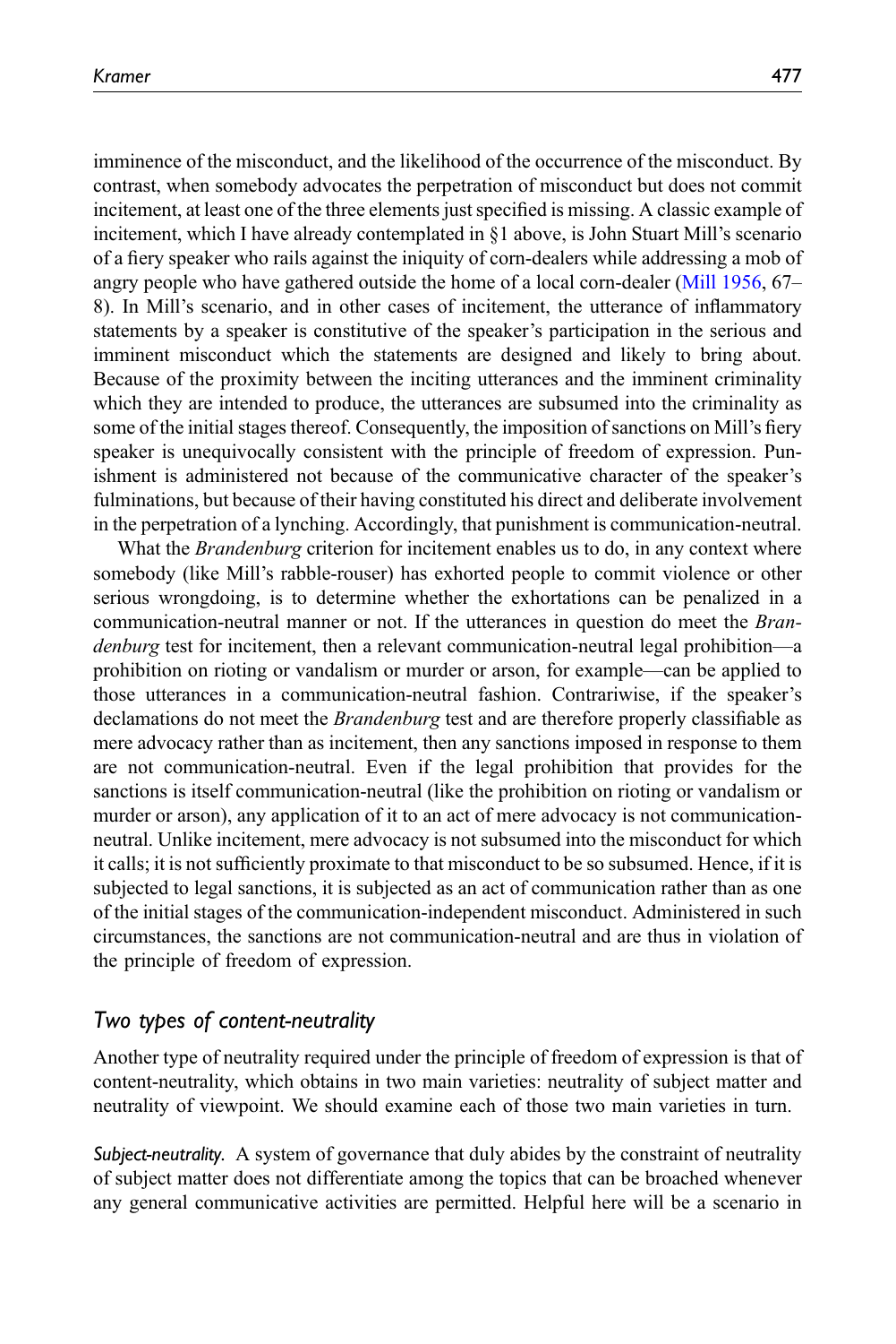imminence of the misconduct, and the likelihood of the occurrence of the misconduct. By contrast, when somebody advocates the perpetration of misconduct but does not commit incitement, at least one of the three elements just specified is missing. A classic example of incitement, which I have already contemplated in §1 above, is John Stuart Mill's scenario of a fiery speaker who rails against the iniquity of corn-dealers while addressing a mob of angry people who have gathered outside the home of a local corn-dealer (Mill 1956, 67–8). In Mill's scenario, and in other cases of incitement, the utterance of inflammatory statements by a speaker is constitutive of the speaker's participation in the serious and imminent misconduct which the statements are designed and likely to bring about. Because of the proximity between the inciting utterances and the imminent criminality which they are intended to produce, the utterances are subsumed into the criminality as some of the initial stages thereof. Consequently, the imposition of sanctions on Mill's fiery speaker is unequivocally consistent with the principle of freedom of expression. Punishment is administered not because of the communicative character of the speaker's fulminations, but because of their having constituted his direct and deliberate involvement in the perpetration of a lynching. Accordingly, that punishment is communication-neutral.

What the *Brandenburg* criterion for incitement enables us to do, in any context where somebody (like Mill's rabble-rouser) has exhorted people to commit violence or other serious wrongdoing, is to determine whether the exhortations can be penalized in a communication-neutral manner or not. If the utterances in question do meet the *Brandenburg* test for incitement, then a relevant communication-neutral legal prohibition—a prohibition on rioting or vandalism or murder or arson, for example—can be applied to those utterances in a communication-neutral fashion. Contrariwise, if the speaker's declamations do not meet the *Brandenburg* test and are therefore properly classifiable as mere advocacy rather than as incitement, then any sanctions imposed in response to them are not communication-neutral. Even if the legal prohibition that provides for the sanctions is itself communication-neutral (like the prohibition on rioting or vandalism or murder or arson), any application of it to an act of mere advocacy is not communication-neutral. Unlike incitement, mere advocacy is not subsumed into the misconduct for which it calls; it is not sufficiently proximate to that misconduct to be so subsumed. Hence, if it is subjected to legal sanctions, it is subjected as an act of communication rather than as one of the initial stages of the communication-independent misconduct. Administered in such circumstances, the sanctions are not communication-neutral and are thus in violation of the principle of freedom of expression.

## *Two types of content-neutrality*

Another type of neutrality required under the principle of freedom of expression is that of content-neutrality, which obtains in two main varieties: neutrality of subject matter and neutrality of viewpoint. We should examine each of those two main varieties in turn.

*Subject-neutrality.* A system of governance that duly abides by the constraint of neutrality of subject matter does not differentiate among the topics that can be broached whenever any general communicative activities are permitted. Helpful here will be a scenario in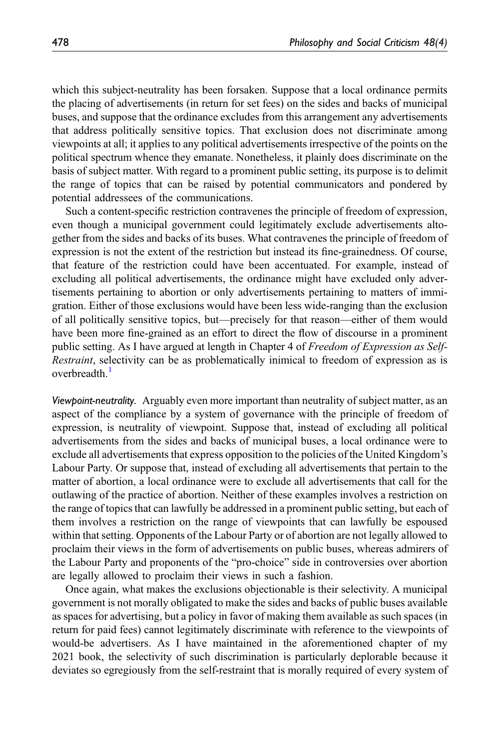which this subject-neutrality has been forsaken. Suppose that a local ordinance permits the placing of advertisements (in return for set fees) on the sides and backs of municipal buses, and suppose that the ordinance excludes from this arrangement any advertisements that address politically sensitive topics. That exclusion does not discriminate among viewpoints at all; it applies to any political advertisements irrespective of the points on the political spectrum whence they emanate. Nonetheless, it plainly does discriminate on the basis of subject matter. With regard to a prominent public setting, its purpose is to delimit the range of topics that can be raised by potential communicators and pondered by potential addressees of the communications.

Such a content-specific restriction contravenes the principle of freedom of expression, even though a municipal government could legitimately exclude advertisements altogether from the sides and backs of its buses. What contravenes the principle of freedom of expression is not the extent of the restriction but instead its fine-grainedness. Of course, that feature of the restriction could have been accentuated. For example, instead of excluding all political advertisements, the ordinance might have excluded only advertisements pertaining to abortion or only advertisements pertaining to matters of immigration. Either of those exclusions would have been less wide-ranging than the exclusion of all politically sensitive topics, but—precisely for that reason—either of them would have been more fine-grained as an effort to direct the flow of discourse in a prominent public setting. As I have argued at length in Chapter 4 of *Freedom of Expression as Self-Restraint*, selectivity can be as problematically inimical to freedom of expression as is overbreadth.[1]

*Viewpoint-neutrality.* Arguably even more important than neutrality of subject matter, as an aspect of the compliance by a system of governance with the principle of freedom of expression, is neutrality of viewpoint. Suppose that, instead of excluding all political advertisements from the sides and backs of municipal buses, a local ordinance were to exclude all advertisements that express opposition to the policies of the United Kingdom's Labour Party. Or suppose that, instead of excluding all advertisements that pertain to the matter of abortion, a local ordinance were to exclude all advertisements that call for the outlawing of the practice of abortion. Neither of these examples involves a restriction on the range of topics that can lawfully be addressed in a prominent public setting, but each of them involves a restriction on the range of viewpoints that can lawfully be espoused within that setting. Opponents of the Labour Party or of abortion are not legally allowed to proclaim their views in the form of advertisements on public buses, whereas admirers of the Labour Party and proponents of the "pro-choice" side in controversies over abortion are legally allowed to proclaim their views in such a fashion.

Once again, what makes the exclusions objectionable is their selectivity. A municipal government is not morally obligated to make the sides and backs of public buses available as spaces for advertising, but a policy in favor of making them available as such spaces (in return for paid fees) cannot legitimately discriminate with reference to the viewpoints of would-be advertisers. As I have maintained in the aforementioned chapter of my 2021 book, the selectivity of such discrimination is particularly deplorable because it deviates so egregiously from the self-restraint that is morally required of every system of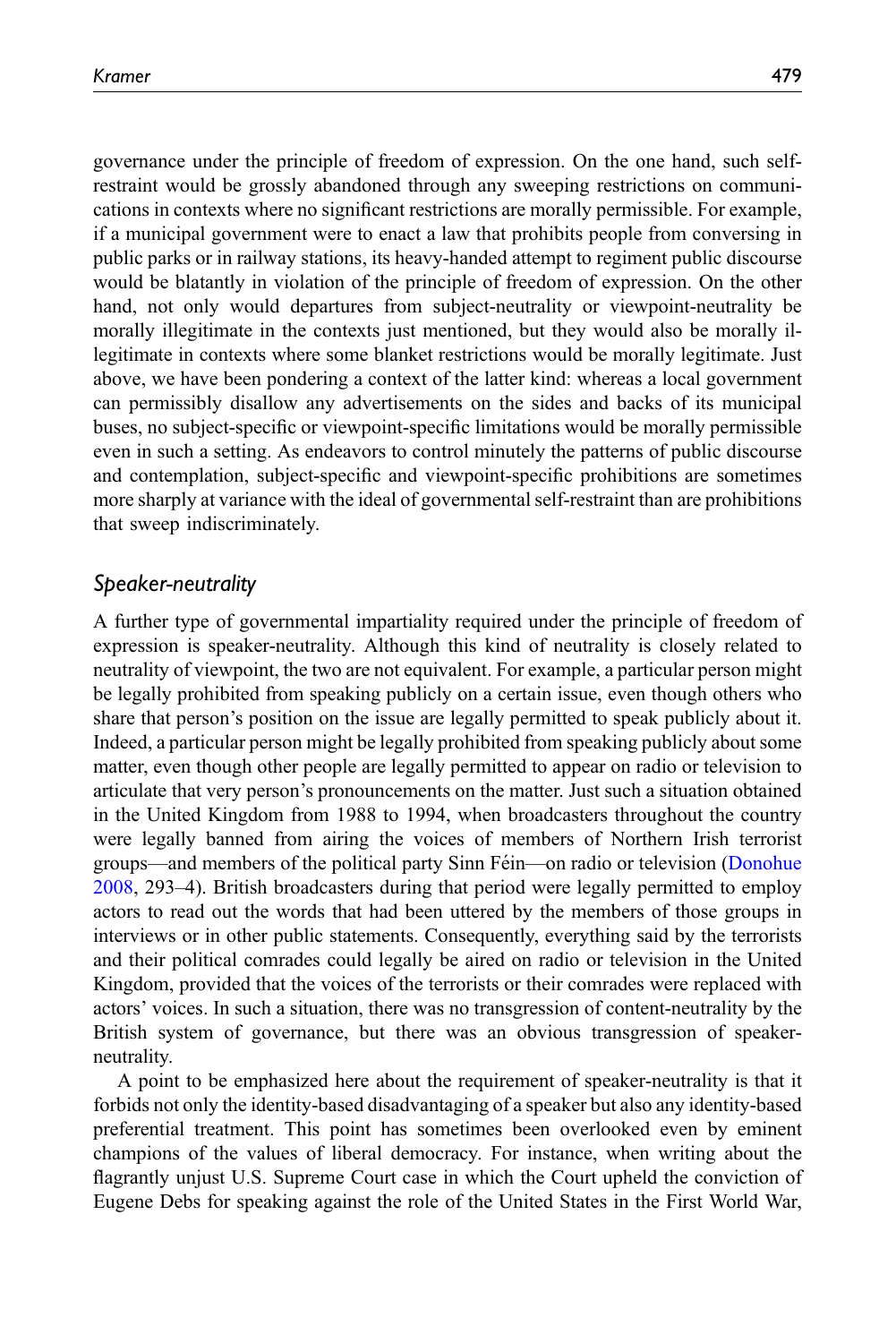governance under the principle of freedom of expression. On the one hand, such self-restraint would be grossly abandoned through any sweeping restrictions on communications in contexts where no significant restrictions are morally permissible. For example, if a municipal government were to enact a law that prohibits people from conversing in public parks or in railway stations, its heavy-handed attempt to regiment public discourse would be blatantly in violation of the principle of freedom of expression. On the other hand, not only would departures from subject-neutrality or viewpoint-neutrality be morally illegitimate in the contexts just mentioned, but they would also be morally illegitimate in contexts where some blanket restrictions would be morally legitimate. Just above, we have been pondering a context of the latter kind: whereas a local government can permissibly disallow any advertisements on the sides and backs of its municipal buses, no subject-specific or viewpoint-specific limitations would be morally permissible even in such a setting. As endeavors to control minutely the patterns of public discourse and contemplation, subject-specific and viewpoint-specific prohibitions are sometimes more sharply at variance with the ideal of governmental self-restraint than are prohibitions that sweep indiscriminately.

### *Speaker-neutrality*

A further type of governmental impartiality required under the principle of freedom of expression is speaker-neutrality. Although this kind of neutrality is closely related to neutrality of viewpoint, the two are not equivalent. For example, a particular person might be legally prohibited from speaking publicly on a certain issue, even though others who share that person's position on the issue are legally permitted to speak publicly about it. Indeed, a particular person might be legally prohibited from speaking publicly about some matter, even though other people are legally permitted to appear on radio or television to articulate that very person's pronouncements on the matter. Just such a situation obtained in the United Kingdom from 1988 to 1994, when broadcasters throughout the country were legally banned from airing the voices of members of Northern Irish terrorist groups—and members of the political party Sinn Féin—on radio or television (Donohue 2008, 293–4). British broadcasters during that period were legally permitted to employ actors to read out the words that had been uttered by the members of those groups in interviews or in other public statements. Consequently, everything said by the terrorists and their political comrades could legally be aired on radio or television in the United Kingdom, provided that the voices of the terrorists or their comrades were replaced with actors' voices. In such a situation, there was no transgression of content-neutrality by the British system of governance, but there was an obvious transgression of speaker-neutrality.

A point to be emphasized here about the requirement of speaker-neutrality is that it forbids not only the identity-based disadvantaging of a speaker but also any identity-based preferential treatment. This point has sometimes been overlooked even by eminent champions of the values of liberal democracy. For instance, when writing about the flagrantly unjust U.S. Supreme Court case in which the Court upheld the conviction of Eugene Debs for speaking against the role of the United States in the First World War,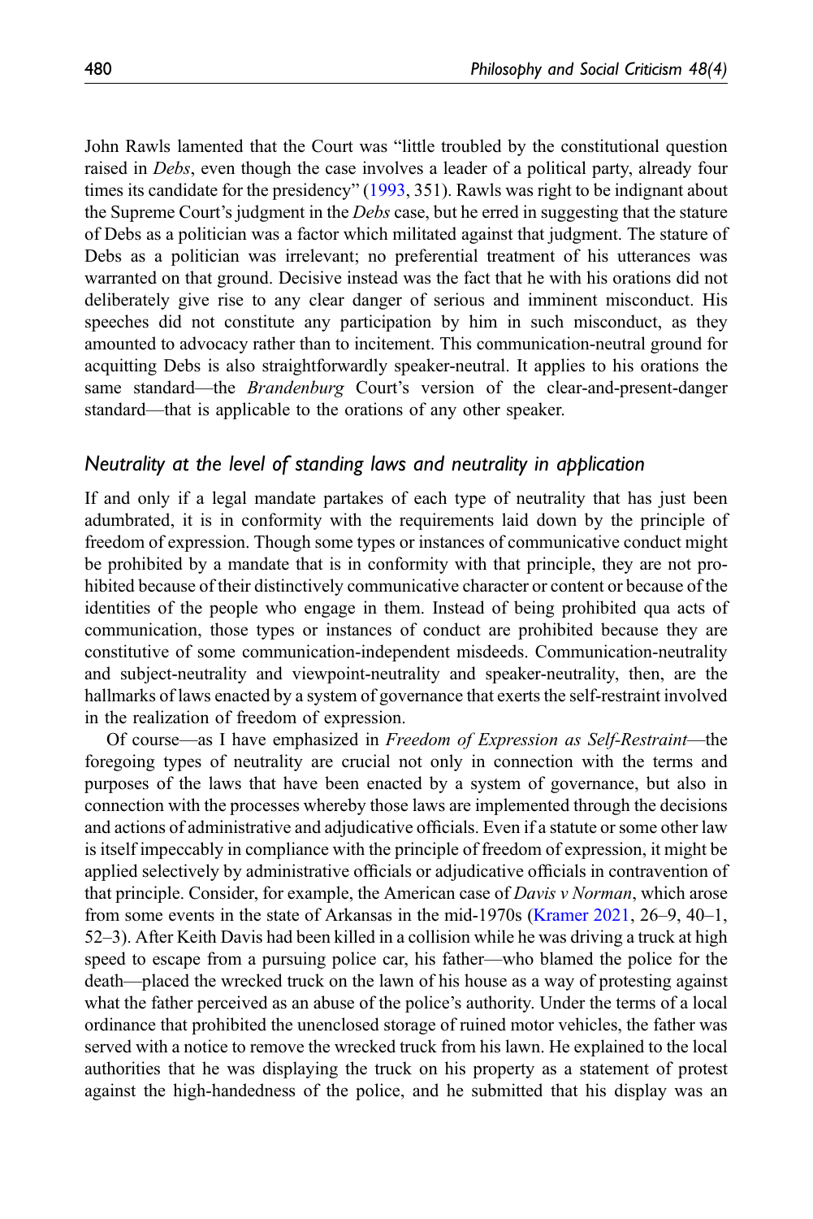John Rawls lamented that the Court was "little troubled by the constitutional question raised in *Debs*, even though the case involves a leader of a political party, already four times its candidate for the presidency" (1993, 351). Rawls was right to be indignant about the Supreme Court's judgment in the *Debs* case, but he erred in suggesting that the stature of Debs as a politician was a factor which militated against that judgment. The stature of Debs as a politician was irrelevant; no preferential treatment of his utterances was warranted on that ground. Decisive instead was the fact that he with his orations did not deliberately give rise to any clear danger of serious and imminent misconduct. His speeches did not constitute any participation by him in such misconduct, as they amounted to advocacy rather than to incitement. This communication-neutral ground for acquitting Debs is also straightforwardly speaker-neutral. It applies to his orations the same standard—the *Brandenburg* Court's version of the clear-and-present-danger standard—that is applicable to the orations of any other speaker.

### *Neutrality at the level of standing laws and neutrality in application*

If and only if a legal mandate partakes of each type of neutrality that has just been adumbrated, it is in conformity with the requirements laid down by the principle of freedom of expression. Though some types or instances of communicative conduct might be prohibited by a mandate that is in conformity with that principle, they are not prohibited because of their distinctively communicative character or content or because of the identities of the people who engage in them. Instead of being prohibited qua acts of communication, those types or instances of conduct are prohibited because they are constitutive of some communication-independent misdeeds. Communication-neutrality and subject-neutrality and viewpoint-neutrality and speaker-neutrality, then, are the hallmarks of laws enacted by a system of governance that exerts the self-restraint involved in the realization of freedom of expression.

Of course—as I have emphasized in *Freedom of Expression as Self-Restraint*—the foregoing types of neutrality are crucial not only in connection with the terms and purposes of the laws that have been enacted by a system of governance, but also in connection with the processes whereby those laws are implemented through the decisions and actions of administrative and adjudicative officials. Even if a statute or some other law is itself impeccably in compliance with the principle of freedom of expression, it might be applied selectively by administrative officials or adjudicative officials in contravention of that principle. Consider, for example, the American case of *Davis v Norman*, which arose from some events in the state of Arkansas in the mid-1970s (Kramer 2021, 26–9, 40–1, 52–3). After Keith Davis had been killed in a collision while he was driving a truck at high speed to escape from a pursuing police car, his father—who blamed the police for the death—placed the wrecked truck on the lawn of his house as a way of protesting against what the father perceived as an abuse of the police's authority. Under the terms of a local ordinance that prohibited the unenclosed storage of ruined motor vehicles, the father was served with a notice to remove the wrecked truck from his lawn. He explained to the local authorities that he was displaying the truck on his property as a statement of protest against the high-handedness of the police, and he submitted that his display was an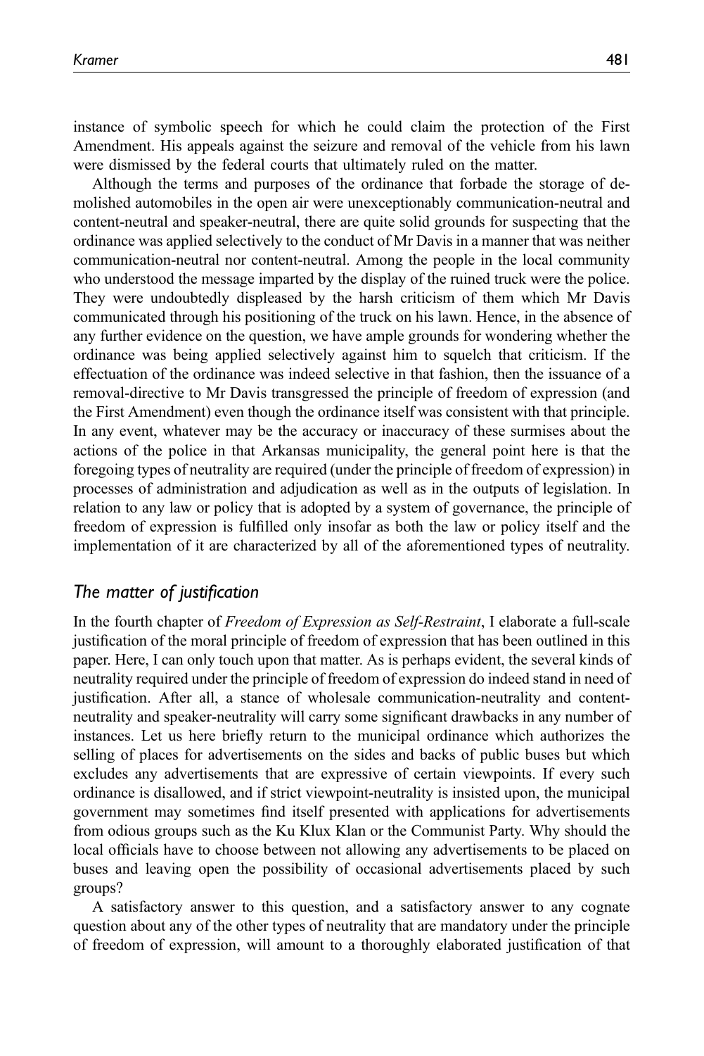instance of symbolic speech for which he could claim the protection of the First Amendment. His appeals against the seizure and removal of the vehicle from his lawn were dismissed by the federal courts that ultimately ruled on the matter.

Although the terms and purposes of the ordinance that forbade the storage of demolished automobiles in the open air were unexceptionably communication-neutral and content-neutral and speaker-neutral, there are quite solid grounds for suspecting that the ordinance was applied selectively to the conduct of Mr Davis in a manner that was neither communication-neutral nor content-neutral. Among the people in the local community who understood the message imparted by the display of the ruined truck were the police. They were undoubtedly displeased by the harsh criticism of them which Mr Davis communicated through his positioning of the truck on his lawn. Hence, in the absence of any further evidence on the question, we have ample grounds for wondering whether the ordinance was being applied selectively against him to squelch that criticism. If the effectuation of the ordinance was indeed selective in that fashion, then the issuance of a removal-directive to Mr Davis transgressed the principle of freedom of expression (and the First Amendment) even though the ordinance itself was consistent with that principle. In any event, whatever may be the accuracy or inaccuracy of these surmises about the actions of the police in that Arkansas municipality, the general point here is that the foregoing types of neutrality are required (under the principle of freedom of expression) in processes of administration and adjudication as well as in the outputs of legislation. In relation to any law or policy that is adopted by a system of governance, the principle of freedom of expression is fulfilled only insofar as both the law or policy itself and the implementation of it are characterized by all of the aforementioned types of neutrality.

## *The matter of justification*

In the fourth chapter of *Freedom of Expression as Self-Restraint*, I elaborate a full-scale justification of the moral principle of freedom of expression that has been outlined in this paper. Here, I can only touch upon that matter. As is perhaps evident, the several kinds of neutrality required under the principle of freedom of expression do indeed stand in need of justification. After all, a stance of wholesale communication-neutrality and content-neutrality and speaker-neutrality will carry some significant drawbacks in any number of instances. Let us here briefly return to the municipal ordinance which authorizes the selling of places for advertisements on the sides and backs of public buses but which excludes any advertisements that are expressive of certain viewpoints. If every such ordinance is disallowed, and if strict viewpoint-neutrality is insisted upon, the municipal government may sometimes find itself presented with applications for advertisements from odious groups such as the Ku Klux Klan or the Communist Party. Why should the local officials have to choose between not allowing any advertisements to be placed on buses and leaving open the possibility of occasional advertisements placed by such groups?

A satisfactory answer to this question, and a satisfactory answer to any cognate question about any of the other types of neutrality that are mandatory under the principle of freedom of expression, will amount to a thoroughly elaborated justification of that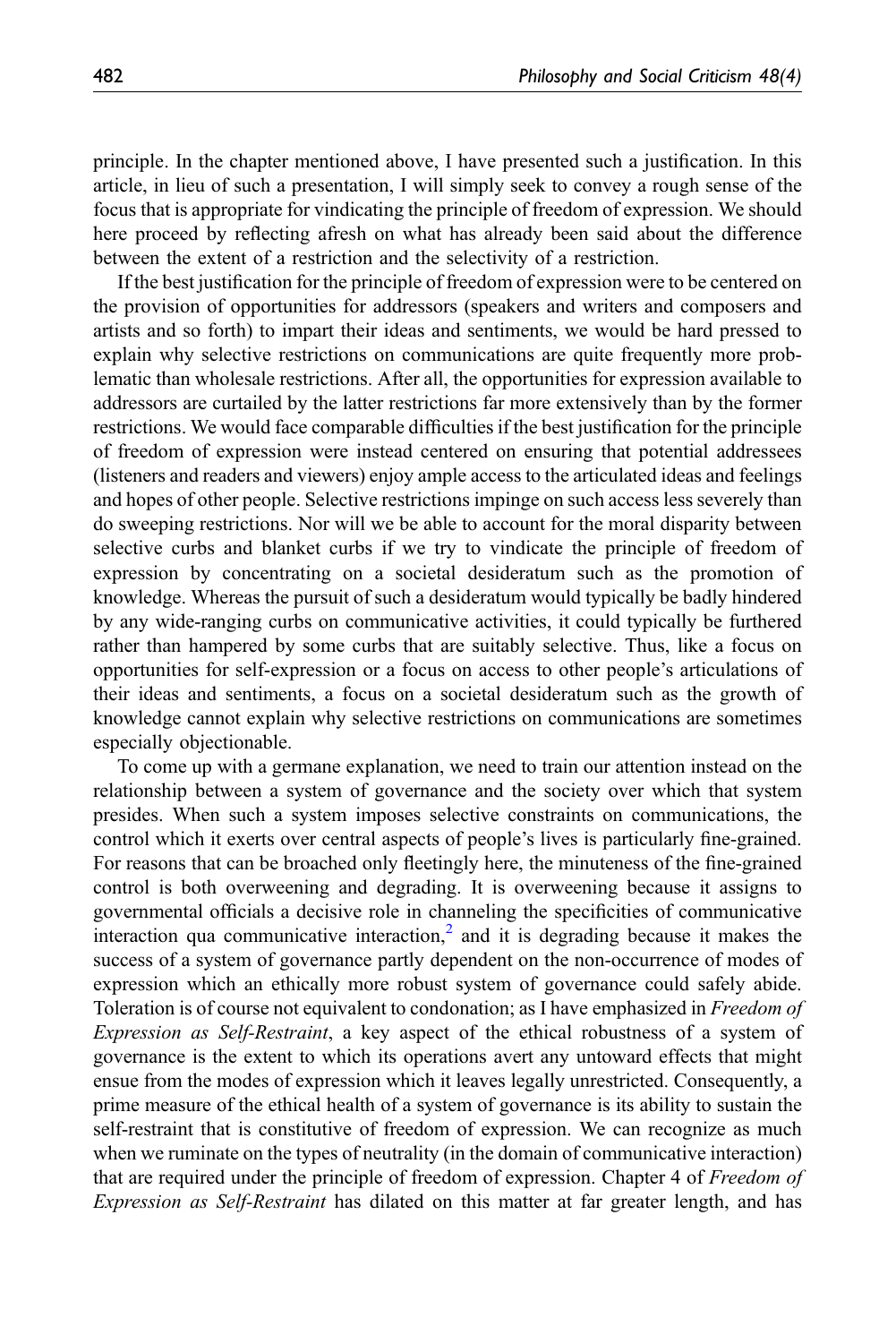principle. In the chapter mentioned above, I have presented such a justification. In this article, in lieu of such a presentation, I will simply seek to convey a rough sense of the focus that is appropriate for vindicating the principle of freedom of expression. We should here proceed by reflecting afresh on what has already been said about the difference between the extent of a restriction and the selectivity of a restriction.

If the best justification for the principle of freedom of expression were to be centered on the provision of opportunities for addressors (speakers and writers and composers and artists and so forth) to impart their ideas and sentiments, we would be hard pressed to explain why selective restrictions on communications are quite frequently more problematic than wholesale restrictions. After all, the opportunities for expression available to addressors are curtailed by the latter restrictions far more extensively than by the former restrictions. We would face comparable difficulties if the best justification for the principle of freedom of expression were instead centered on ensuring that potential addressees (listeners and readers and viewers) enjoy ample access to the articulated ideas and feelings and hopes of other people. Selective restrictions impinge on such access less severely than do sweeping restrictions. Nor will we be able to account for the moral disparity between selective curbs and blanket curbs if we try to vindicate the principle of freedom of expression by concentrating on a societal desideratum such as the promotion of knowledge. Whereas the pursuit of such a desideratum would typically be badly hindered by any wide-ranging curbs on communicative activities, it could typically be furthered rather than hampered by some curbs that are suitably selective. Thus, like a focus on opportunities for self-expression or a focus on access to other people's articulations of their ideas and sentiments, a focus on a societal desideratum such as the growth of knowledge cannot explain why selective restrictions on communications are sometimes especially objectionable.

To come up with a germane explanation, we need to train our attention instead on the relationship between a system of governance and the society over which that system presides. When such a system imposes selective constraints on communications, the control which it exerts over central aspects of people's lives is particularly fine-grained. For reasons that can be broached only fleetingly here, the minuteness of the fine-grained control is both overweening and degrading. It is overweening because it assigns to governmental officials a decisive role in channeling the specificities of communicative interaction qua communicative interaction,[2] and it is degrading because it makes the success of a system of governance partly dependent on the non-occurrence of modes of expression which an ethically more robust system of governance could safely abide. Toleration is of course not equivalent to condonation; as I have emphasized in *Freedom of Expression as Self-Restraint*, a key aspect of the ethical robustness of a system of governance is the extent to which its operations avert any untoward effects that might ensue from the modes of expression which it leaves legally unrestricted. Consequently, a prime measure of the ethical health of a system of governance is its ability to sustain the self-restraint that is constitutive of freedom of expression. We can recognize as much when we ruminate on the types of neutrality (in the domain of communicative interaction) that are required under the principle of freedom of expression. Chapter 4 of *Freedom of Expression as Self-Restraint* has dilated on this matter at far greater length, and has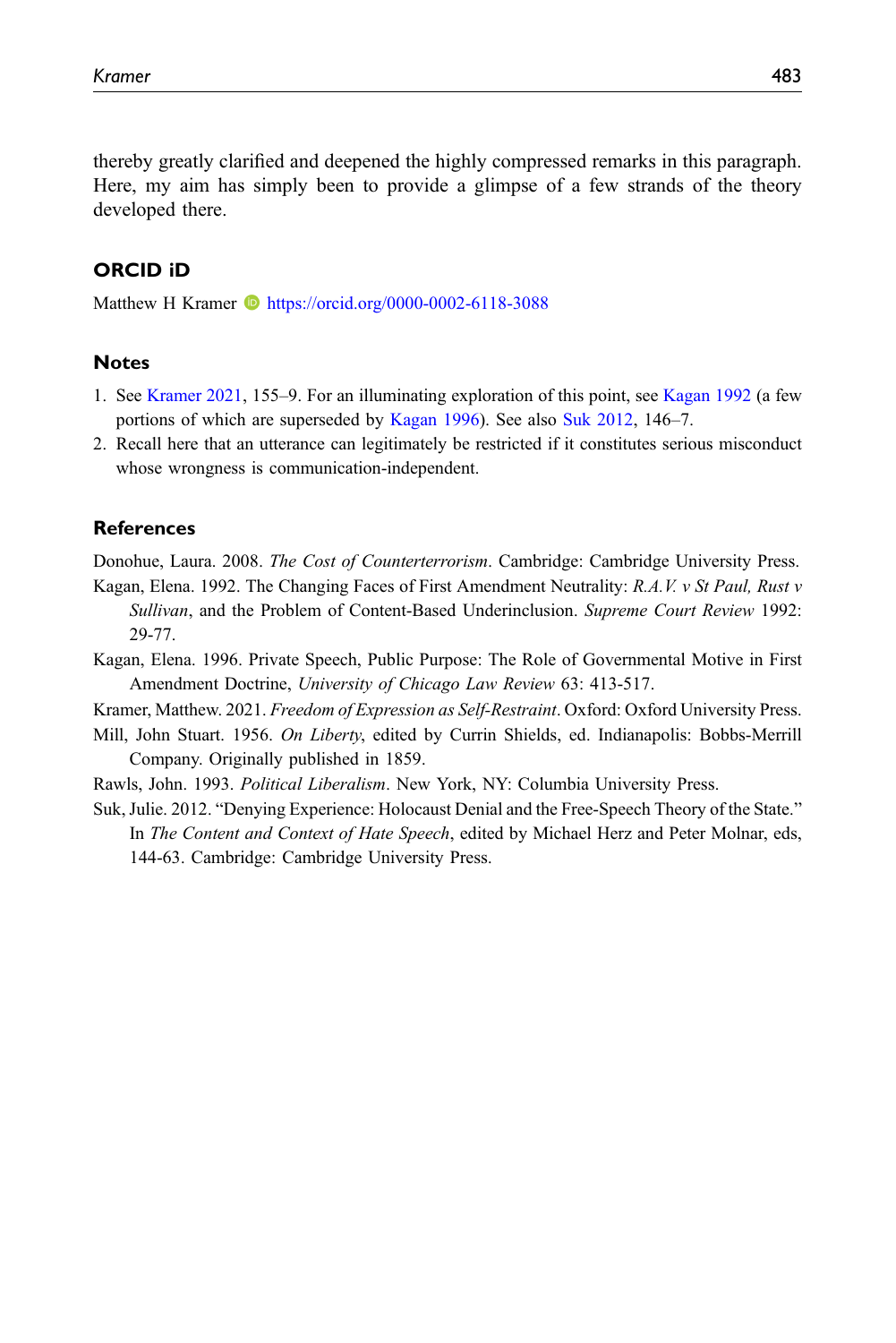thereby greatly clarified and deepened the highly compressed remarks in this paragraph. Here, my aim has simply been to provide a glimpse of a few strands of the theory developed there.

## ORCID iD

Matthew H Kramer https://orcid.org/0000-0002-6118-3088

## Notes

1. See Kramer 2021, 155–9. For an illuminating exploration of this point, see Kagan 1992 (a few portions of which are superseded by Kagan 1996). See also Suk 2012, 146–7.
2. Recall here that an utterance can legitimately be restricted if it constitutes serious misconduct whose wrongness is communication-independent.

## References

Donohue, Laura. 2008. *The Cost of Counterterrorism*. Cambridge: Cambridge University Press.

Kagan, Elena. 1992. The Changing Faces of First Amendment Neutrality: *R.A.V. v St Paul, Rust v Sullivan*, and the Problem of Content-Based Underinclusion. *Supreme Court Review* 1992: 29-77.

Kagan, Elena. 1996. Private Speech, Public Purpose: The Role of Governmental Motive in First Amendment Doctrine, *University of Chicago Law Review* 63: 413-517.

Kramer, Matthew. 2021. *Freedom of Expression as Self-Restraint*. Oxford: Oxford University Press.

Mill, John Stuart. 1956. *On Liberty*, edited by Currin Shields, ed. Indianapolis: Bobbs-Merrill Company. Originally published in 1859.

Rawls, John. 1993. *Political Liberalism*. New York, NY: Columbia University Press.

Suk, Julie. 2012. "Denying Experience: Holocaust Denial and the Free-Speech Theory of the State." In *The Content and Context of Hate Speech*, edited by Michael Herz and Peter Molnar, eds, 144-63. Cambridge: Cambridge University Press.